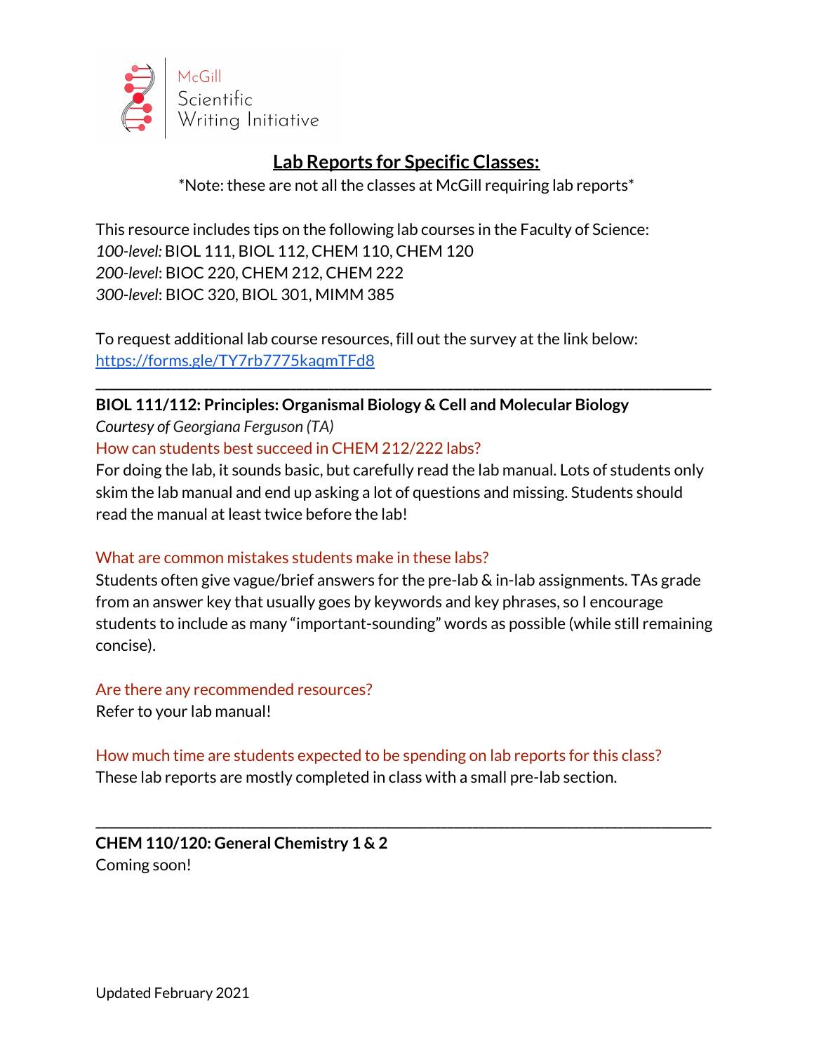McGill Scientific Writing Initiative

# Lab Reports for Specific Classes:

*Note: these are not all the classes at McGill requiring lab reports*

This resource includes tips on the following lab courses in the Faculty of Science:
*100-level:* BIOL 111, BIOL 112, CHEM 110, CHEM 120
*200-level*: BIOC 220, CHEM 212, CHEM 222
*300-level*: BIOC 320, BIOL 301, MIMM 385

To request additional lab course resources, fill out the survey at the link below:
[https://forms.gle/TY7rb7775kaqmTFd8](https://forms.gle/TY7rb7775kaqmTFd8)

---

**BIOL 111/112: Principles: Organismal Biology & Cell and Molecular Biology**
*Courtesy of Georgiana Ferguson (TA)*

How can students best succeed in CHEM 212/222 labs?

For doing the lab, it sounds basic, but carefully read the lab manual. Lots of students only skim the lab manual and end up asking a lot of questions and missing. Students should read the manual at least twice before the lab!

What are common mistakes students make in these labs?

Students often give vague/brief answers for the pre-lab & in-lab assignments. TAs grade from an answer key that usually goes by keywords and key phrases, so I encourage students to include as many "important-sounding" words as possible (while still remaining concise).

Are there any recommended resources?

Refer to your lab manual!

How much time are students expected to be spending on lab reports for this class?

These lab reports are mostly completed in class with a small pre-lab section.

---

**CHEM 110/120: General Chemistry 1 & 2**
Coming soon!

Updated February 2021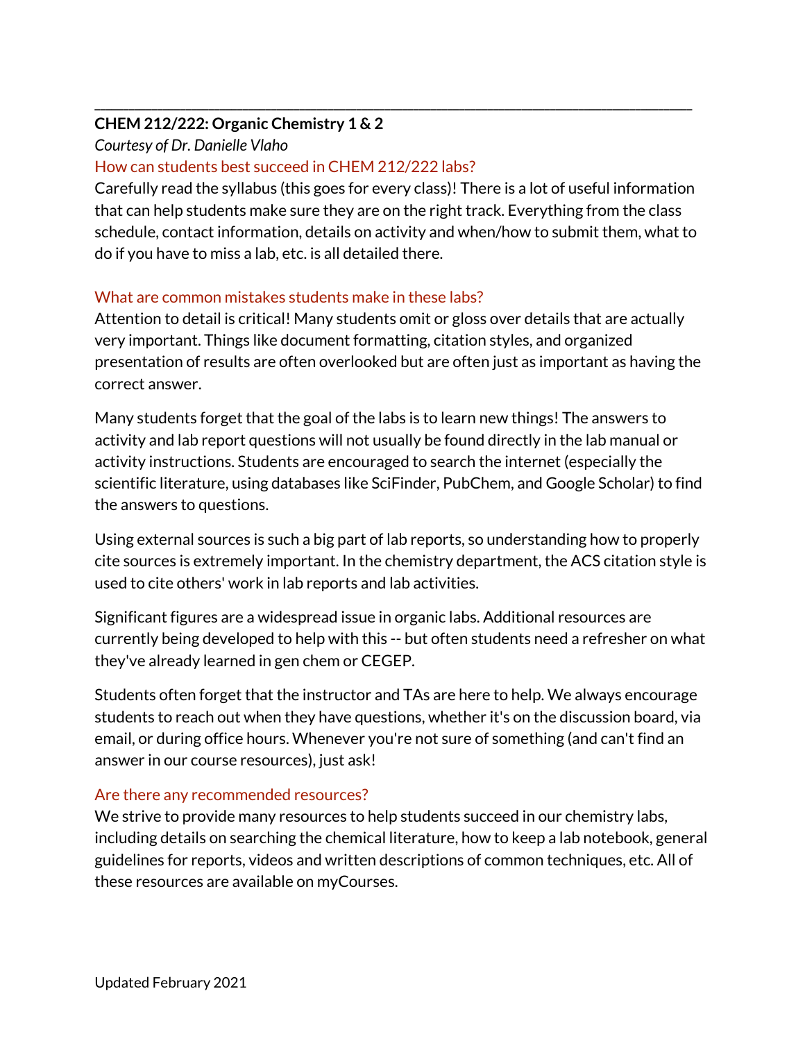---

**CHEM 212/222: Organic Chemistry 1 & 2**

*Courtesy of Dr. Danielle Vlaho*

### How can students best succeed in CHEM 212/222 labs?

Carefully read the syllabus (this goes for every class)! There is a lot of useful information that can help students make sure they are on the right track. Everything from the class schedule, contact information, details on activity and when/how to submit them, what to do if you have to miss a lab, etc. is all detailed there.

### What are common mistakes students make in these labs?

Attention to detail is critical! Many students omit or gloss over details that are actually very important. Things like document formatting, citation styles, and organized presentation of results are often overlooked but are often just as important as having the correct answer.

Many students forget that the goal of the labs is to learn new things! The answers to activity and lab report questions will not usually be found directly in the lab manual or activity instructions. Students are encouraged to search the internet (especially the scientific literature, using databases like SciFinder, PubChem, and Google Scholar) to find the answers to questions.

Using external sources is such a big part of lab reports, so understanding how to properly cite sources is extremely important. In the chemistry department, the ACS citation style is used to cite others' work in lab reports and lab activities.

Significant figures are a widespread issue in organic labs. Additional resources are currently being developed to help with this -- but often students need a refresher on what they've already learned in gen chem or CEGEP.

Students often forget that the instructor and TAs are here to help. We always encourage students to reach out when they have questions, whether it's on the discussion board, via email, or during office hours. Whenever you're not sure of something (and can't find an answer in our course resources), just ask!

### Are there any recommended resources?

We strive to provide many resources to help students succeed in our chemistry labs, including details on searching the chemical literature, how to keep a lab notebook, general guidelines for reports, videos and written descriptions of common techniques, etc. All of these resources are available on myCourses.

Updated February 2021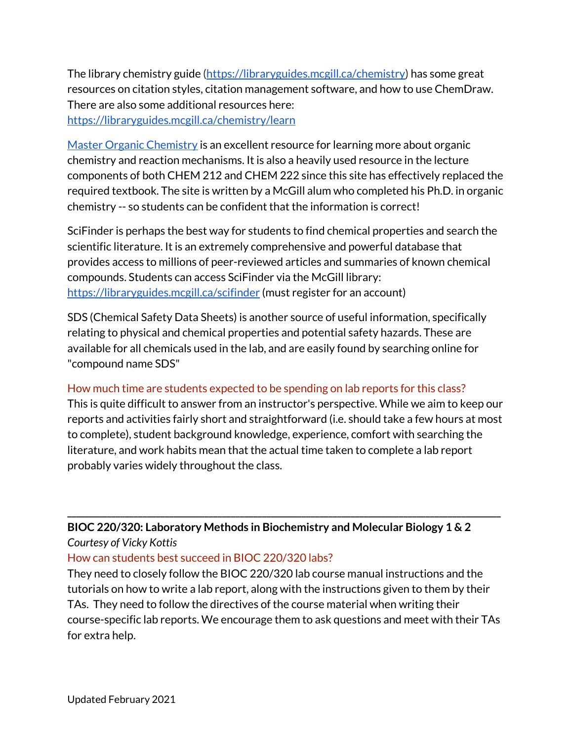The library chemistry guide (https://libraryguides.mcgill.ca/chemistry) has some great resources on citation styles, citation management software, and how to use ChemDraw. There are also some additional resources here: https://libraryguides.mcgill.ca/chemistry/learn

[Master Organic Chemistry]() is an excellent resource for learning more about organic chemistry and reaction mechanisms. It is also a heavily used resource in the lecture components of both CHEM 212 and CHEM 222 since this site has effectively replaced the required textbook. The site is written by a McGill alum who completed his Ph.D. in organic chemistry -- so students can be confident that the information is correct!

SciFinder is perhaps the best way for students to find chemical properties and search the scientific literature. It is an extremely comprehensive and powerful database that provides access to millions of peer-reviewed articles and summaries of known chemical compounds. Students can access SciFinder via the McGill library: https://libraryguides.mcgill.ca/scifinder (must register for an account)

SDS (Chemical Safety Data Sheets) is another source of useful information, specifically relating to physical and chemical properties and potential safety hazards. These are available for all chemicals used in the lab, and are easily found by searching online for "compound name SDS"

### How much time are students expected to be spending on lab reports for this class?

This is quite difficult to answer from an instructor's perspective. While we aim to keep our reports and activities fairly short and straightforward (i.e. should take a few hours at most to complete), student background knowledge, experience, comfort with searching the literature, and work habits mean that the actual time taken to complete a lab report probably varies widely throughout the class.

---

## BIOC 220/320: Laboratory Methods in Biochemistry and Molecular Biology 1 & 2

*Courtesy of Vicky Kottis*

### How can students best succeed in BIOC 220/320 labs?

They need to closely follow the BIOC 220/320 lab course manual instructions and the tutorials on how to write a lab report, along with the instructions given to them by their TAs. They need to follow the directives of the course material when writing their course-specific lab reports. We encourage them to ask questions and meet with their TAs for extra help.

Updated February 2021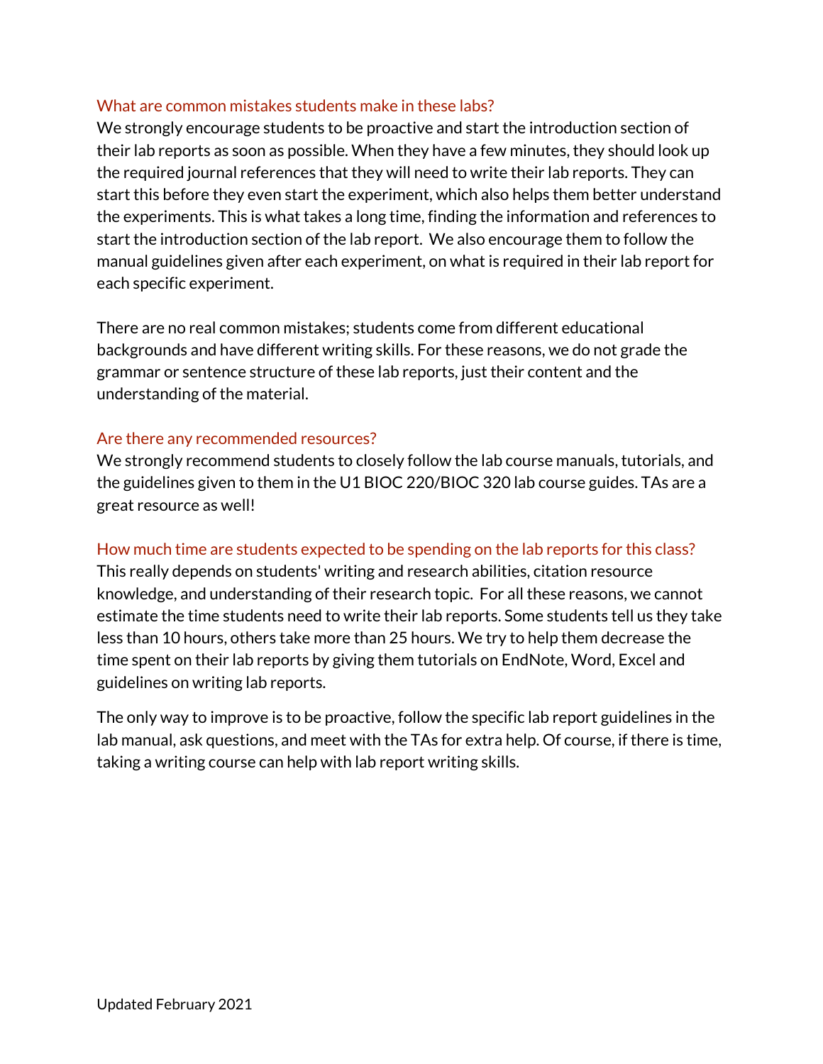### What are common mistakes students make in these labs?

We strongly encourage students to be proactive and start the introduction section of their lab reports as soon as possible. When they have a few minutes, they should look up the required journal references that they will need to write their lab reports. They can start this before they even start the experiment, which also helps them better understand the experiments. This is what takes a long time, finding the information and references to start the introduction section of the lab report. We also encourage them to follow the manual guidelines given after each experiment, on what is required in their lab report for each specific experiment.

There are no real common mistakes; students come from different educational backgrounds and have different writing skills. For these reasons, we do not grade the grammar or sentence structure of these lab reports, just their content and the understanding of the material.

### Are there any recommended resources?

We strongly recommend students to closely follow the lab course manuals, tutorials, and the guidelines given to them in the U1 BIOC 220/BIOC 320 lab course guides. TAs are a great resource as well!

### How much time are students expected to be spending on the lab reports for this class?

This really depends on students' writing and research abilities, citation resource knowledge, and understanding of their research topic. For all these reasons, we cannot estimate the time students need to write their lab reports. Some students tell us they take less than 10 hours, others take more than 25 hours. We try to help them decrease the time spent on their lab reports by giving them tutorials on EndNote, Word, Excel and guidelines on writing lab reports.

The only way to improve is to be proactive, follow the specific lab report guidelines in the lab manual, ask questions, and meet with the TAs for extra help. Of course, if there is time, taking a writing course can help with lab report writing skills.

Updated February 2021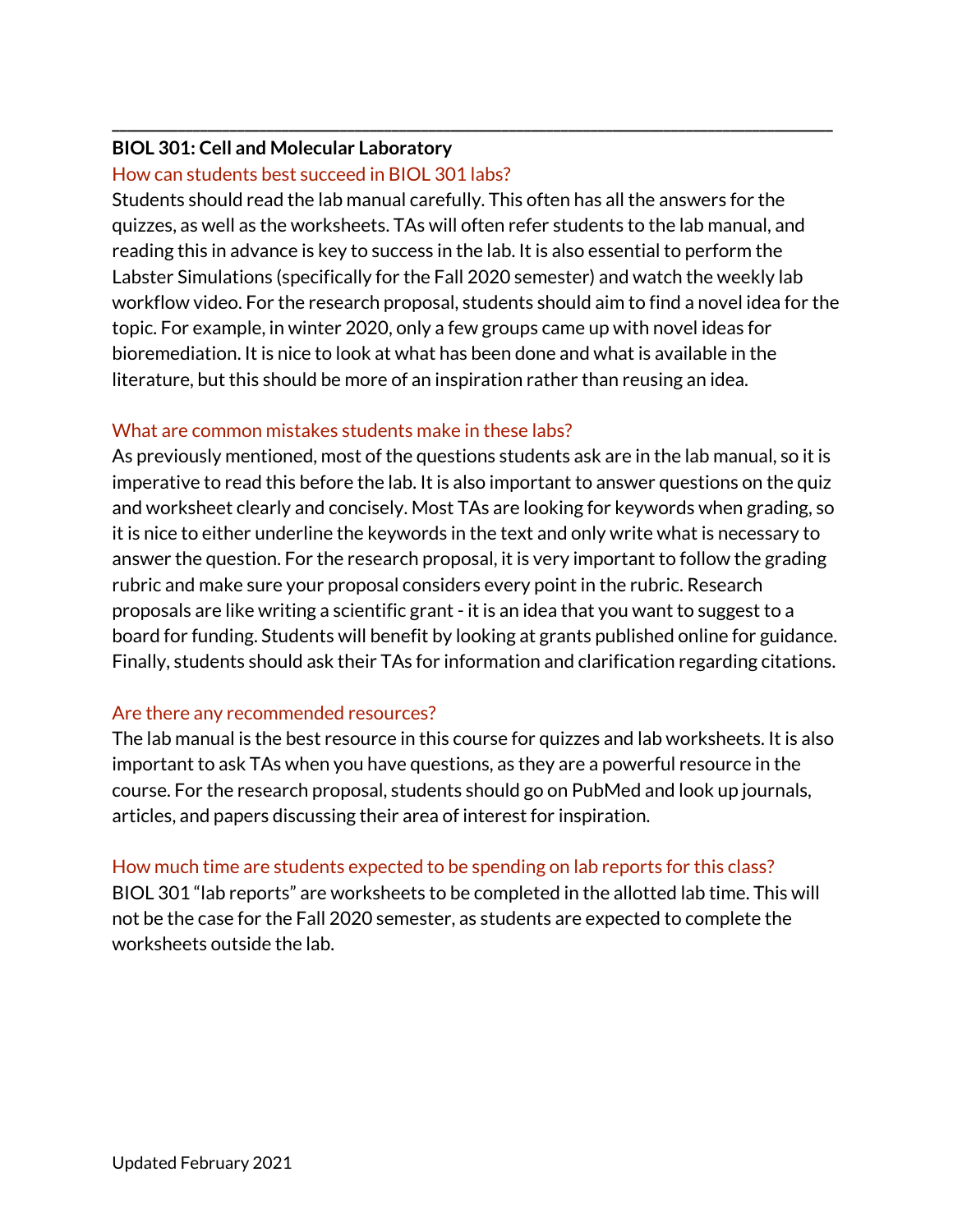---

**BIOL 301: Cell and Molecular Laboratory**

### How can students best succeed in BIOL 301 labs?

Students should read the lab manual carefully. This often has all the answers for the quizzes, as well as the worksheets. TAs will often refer students to the lab manual, and reading this in advance is key to success in the lab. It is also essential to perform the Labster Simulations (specifically for the Fall 2020 semester) and watch the weekly lab workflow video. For the research proposal, students should aim to find a novel idea for the topic. For example, in winter 2020, only a few groups came up with novel ideas for bioremediation. It is nice to look at what has been done and what is available in the literature, but this should be more of an inspiration rather than reusing an idea.

### What are common mistakes students make in these labs?

As previously mentioned, most of the questions students ask are in the lab manual, so it is imperative to read this before the lab. It is also important to answer questions on the quiz and worksheet clearly and concisely. Most TAs are looking for keywords when grading, so it is nice to either underline the keywords in the text and only write what is necessary to answer the question. For the research proposal, it is very important to follow the grading rubric and make sure your proposal considers every point in the rubric. Research proposals are like writing a scientific grant - it is an idea that you want to suggest to a board for funding. Students will benefit by looking at grants published online for guidance. Finally, students should ask their TAs for information and clarification regarding citations.

### Are there any recommended resources?

The lab manual is the best resource in this course for quizzes and lab worksheets. It is also important to ask TAs when you have questions, as they are a powerful resource in the course. For the research proposal, students should go on PubMed and look up journals, articles, and papers discussing their area of interest for inspiration.

### How much time are students expected to be spending on lab reports for this class?

BIOL 301 "lab reports" are worksheets to be completed in the allotted lab time. This will not be the case for the Fall 2020 semester, as students are expected to complete the worksheets outside the lab.

Updated February 2021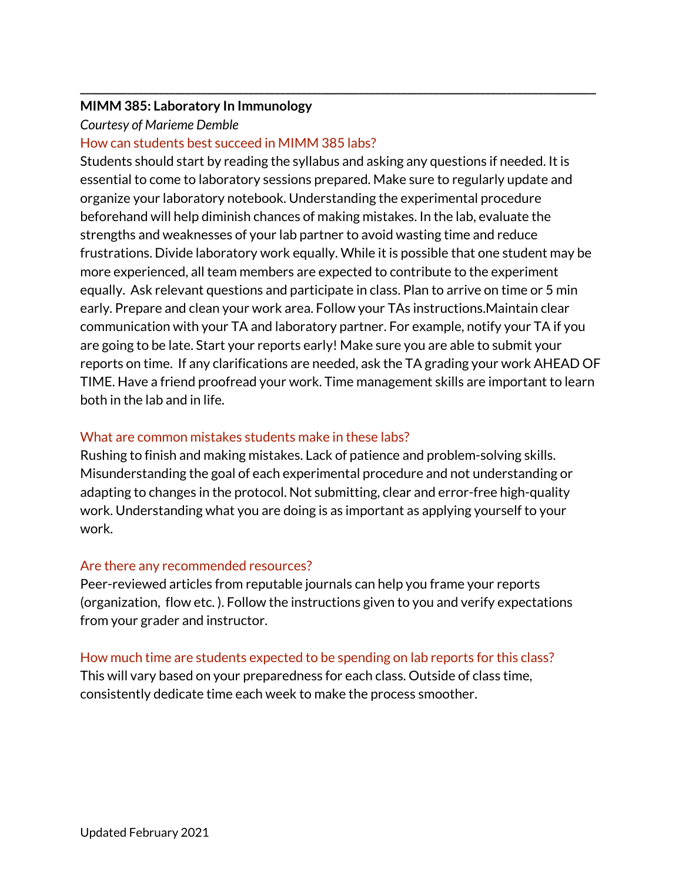---

**MIMM 385: Laboratory In Immunology**

*Courtesy of Marieme Demble*

### How can students best succeed in MIMM 385 labs?

Students should start by reading the syllabus and asking any questions if needed. It is essential to come to laboratory sessions prepared. Make sure to regularly update and organize your laboratory notebook. Understanding the experimental procedure beforehand will help diminish chances of making mistakes. In the lab, evaluate the strengths and weaknesses of your lab partner to avoid wasting time and reduce frustrations. Divide laboratory work equally. While it is possible that one student may be more experienced, all team members are expected to contribute to the experiment equally. Ask relevant questions and participate in class. Plan to arrive on time or 5 min early. Prepare and clean your work area. Follow your TAs instructions.Maintain clear communication with your TA and laboratory partner. For example, notify your TA if you are going to be late. Start your reports early! Make sure you are able to submit your reports on time. If any clarifications are needed, ask the TA grading your work AHEAD OF TIME. Have a friend proofread your work. Time management skills are important to learn both in the lab and in life.

### What are common mistakes students make in these labs?

Rushing to finish and making mistakes. Lack of patience and problem-solving skills. Misunderstanding the goal of each experimental procedure and not understanding or adapting to changes in the protocol. Not submitting, clear and error-free high-quality work. Understanding what you are doing is as important as applying yourself to your work.

### Are there any recommended resources?

Peer-reviewed articles from reputable journals can help you frame your reports (organization, flow etc. ). Follow the instructions given to you and verify expectations from your grader and instructor.

### How much time are students expected to be spending on lab reports for this class?

This will vary based on your preparedness for each class. Outside of class time, consistently dedicate time each week to make the process smoother.

Updated February 2021